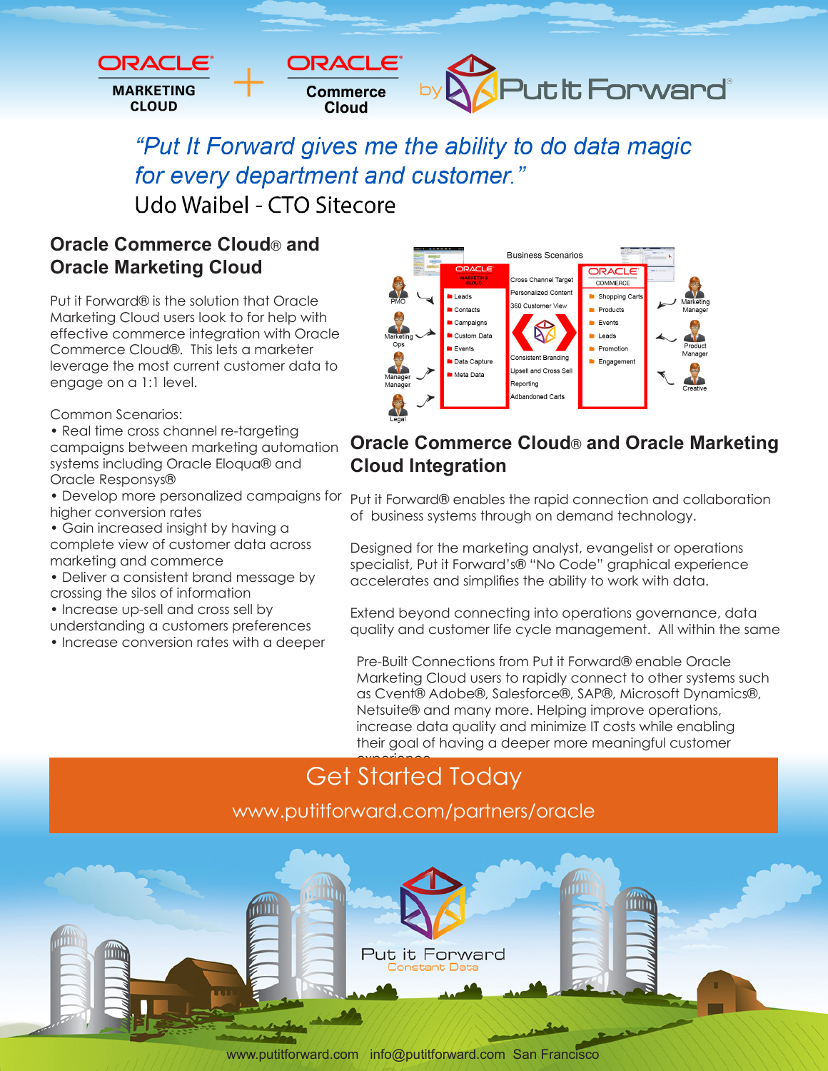ORACLE MARKETING CLOUD + ORACLE Commerce Cloud by Put It Forward®

*"Put It Forward gives me the ability to do data magic for every department and customer."*

Udo Waibel - CTO Sitecore

## Oracle Commerce Cloud® and Oracle Marketing Cloud

Put it Forward® is the solution that Oracle Marketing Cloud users look to for help with effective commerce integration with Oracle Commerce Cloud®. This lets a marketer leverage the most current customer data to engage on a 1:1 level.

Common Scenarios:

- Real time cross channel re-targeting campaigns between marketing automation systems including Oracle Eloqua® and Oracle Responsys®
- Develop more personalized campaigns for higher conversion rates
- Gain increased insight by having a complete view of customer data across marketing and commerce
- Deliver a consistent brand message by crossing the silos of information
- Increase up-sell and cross sell by understanding a customers preferences
- Increase conversion rates with a deeper

## Oracle Commerce Cloud® and Oracle Marketing Cloud Integration

Put it Forward® enables the rapid connection and collaboration of business systems through on demand technology.

Designed for the marketing analyst, evangelist or operations specialist, Put it Forward's® "No Code" graphical experience accelerates and simplifies the ability to work with data.

Extend beyond connecting into operations governance, data quality and customer life cycle management. All within the same

Pre-Built Connections from Put it Forward® enable Oracle Marketing Cloud users to rapidly connect to other systems such as Cvent® Adobe®, Salesforce®, SAP®, Microsoft Dynamics®, Netsuite® and many more. Helping improve operations, increase data quality and minimize IT costs while enabling their goal of having a deeper more meaningful customer experience

## Get Started Today

www.putitforward.com/partners/oracle

Put it Forward
Constant Data

www.putitforward.com info@putitforward.com San Francisco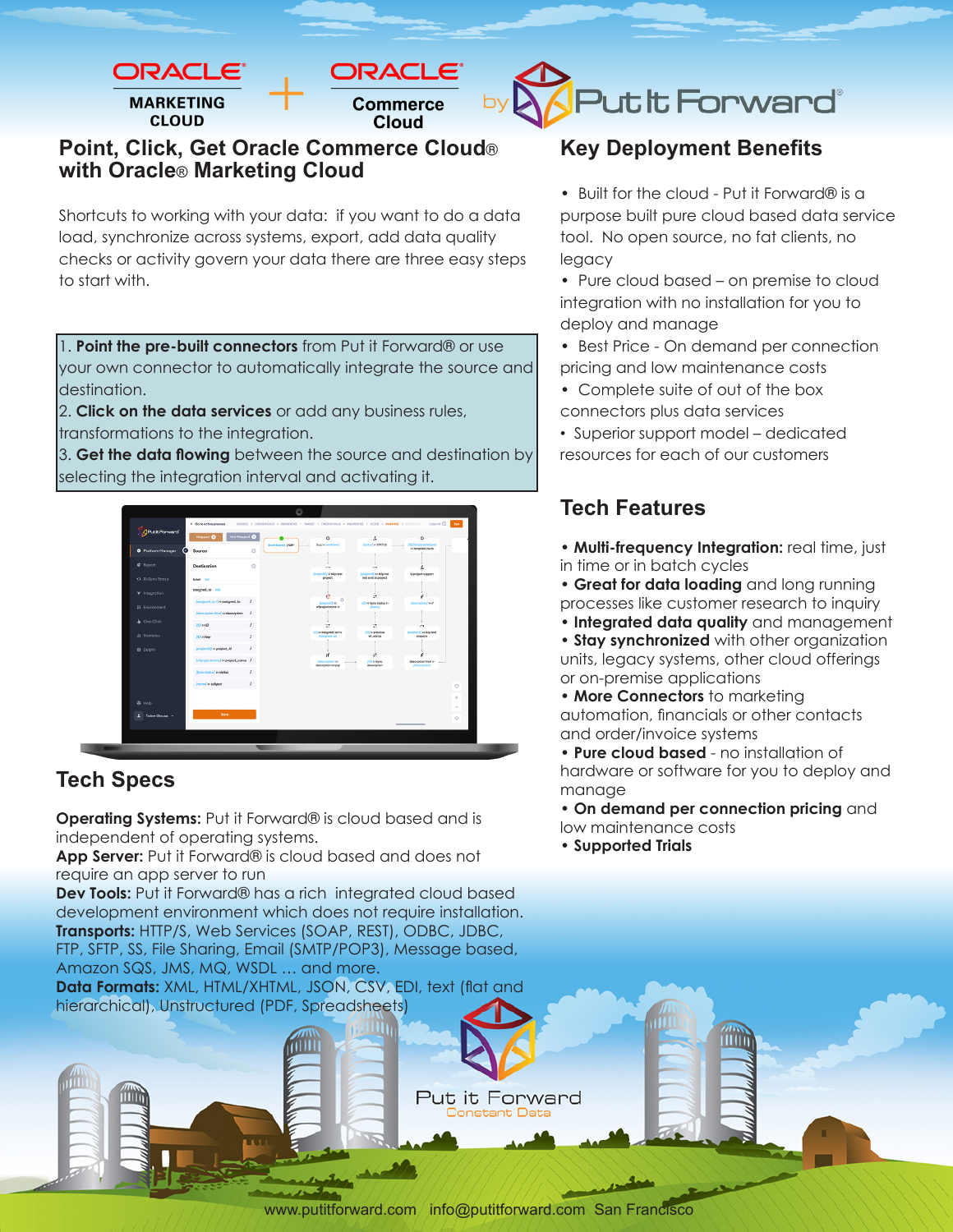ORACLE MARKETING CLOUD + ORACLE Commerce Cloud by Put It Forward®

## Point, Click, Get Oracle Commerce Cloud® with Oracle® Marketing Cloud

Shortcuts to working with your data: if you want to do a data load, synchronize across systems, export, add data quality checks or activity govern your data there are three easy steps to start with.

1. **Point the pre-built connectors** from Put it Forward® or use your own connector to automatically integrate the source and destination.
2. **Click on the data services** or add any business rules, transformations to the integration.
3. **Get the data flowing** between the source and destination by selecting the integration interval and activating it.

## Tech Specs

**Operating Systems:** Put it Forward® is cloud based and is independent of operating systems.
**App Server:** Put it Forward® is cloud based and does not require an app server to run
**Dev Tools:** Put it Forward® has a rich integrated cloud based development environment which does not require installation.
**Transports:** HTTP/S, Web Services (SOAP, REST), ODBC, JDBC, FTP, SFTP, SS, File Sharing, Email (SMTP/POP3), Message based, Amazon SQS, JMS, MQ, WSDL ... and more.
**Data Formats:** XML, HTML/XHTML, JSON, CSV, EDI, text (flat and hierarchical), Unstructured (PDF, Spreadsheets)

## Key Deployment Benefits

- Built for the cloud - Put it Forward® is a purpose built pure cloud based data service tool. No open source, no fat clients, no legacy
- Pure cloud based – on premise to cloud integration with no installation for you to deploy and manage
- Best Price - On demand per connection pricing and low maintenance costs
- Complete suite of out of the box connectors plus data services
- Superior support model – dedicated resources for each of our customers

## Tech Features

- **Multi-frequency Integration:** real time, just in time or in batch cycles
- **Great for data loading** and long running processes like customer research to inquiry
- **Integrated data quality** and management
- **Stay synchronized** with other organization units, legacy systems, other cloud offerings or on-premise applications
- **More Connectors** to marketing automation, financials or other contacts and order/invoice systems
- **Pure cloud based** - no installation of hardware or software for you to deploy and manage
- **On demand per connection pricing** and low maintenance costs
- **Supported Trials**

Put it Forward
Constant Data

www.putitforward.com info@putitforward.com San Francisco